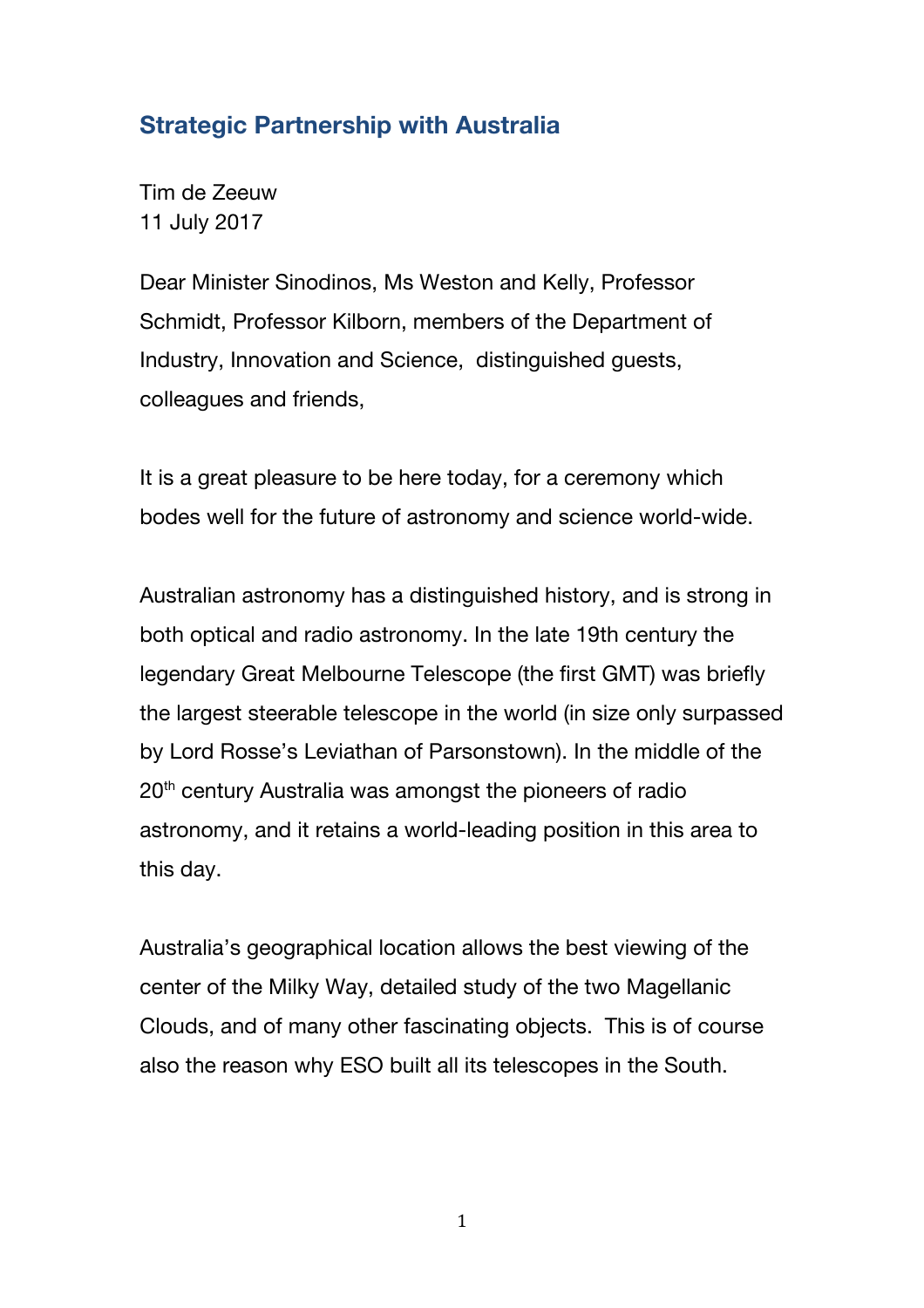## Strategic Partnership with Australia

Tim de Zeeuw
11 July 2017

Dear Minister Sinodinos, Ms Weston and Kelly, Professor Schmidt, Professor Kilborn, members of the Department of Industry, Innovation and Science,  distinguished guests, colleagues and friends,

It is a great pleasure to be here today, for a ceremony which bodes well for the future of astronomy and science world-wide.

Australian astronomy has a distinguished history, and is strong in both optical and radio astronomy. In the late 19th century the legendary Great Melbourne Telescope (the first GMT) was briefly the largest steerable telescope in the world (in size only surpassed by Lord Rosse's Leviathan of Parsonstown). In the middle of the 20th century Australia was amongst the pioneers of radio astronomy, and it retains a world-leading position in this area to this day.

Australia's geographical location allows the best viewing of the center of the Milky Way, detailed study of the two Magellanic Clouds, and of many other fascinating objects.  This is of course also the reason why ESO built all its telescopes in the South.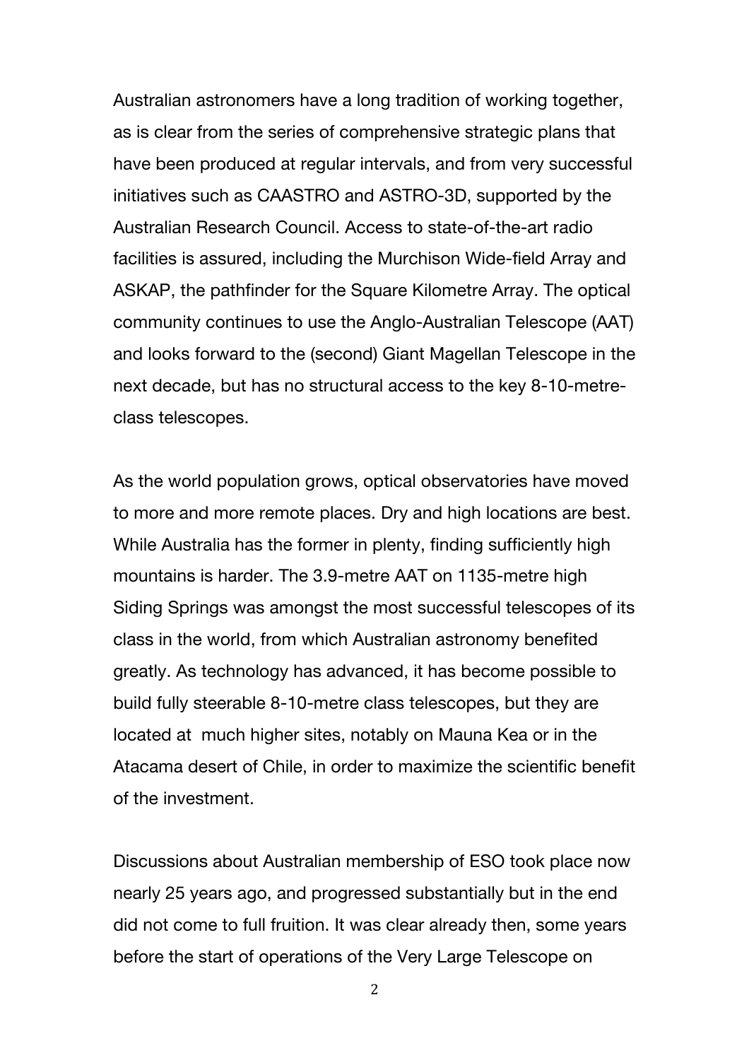Australian astronomers have a long tradition of working together, as is clear from the series of comprehensive strategic plans that have been produced at regular intervals, and from very successful initiatives such as CAASTRO and ASTRO-3D, supported by the Australian Research Council. Access to state-of-the-art radio facilities is assured, including the Murchison Wide-field Array and ASKAP, the pathfinder for the Square Kilometre Array. The optical community continues to use the Anglo-Australian Telescope (AAT) and looks forward to the (second) Giant Magellan Telescope in the next decade, but has no structural access to the key 8-10-metre-class telescopes.

As the world population grows, optical observatories have moved to more and more remote places. Dry and high locations are best. While Australia has the former in plenty, finding sufficiently high mountains is harder. The 3.9-metre AAT on 1135-metre high Siding Springs was amongst the most successful telescopes of its class in the world, from which Australian astronomy benefited greatly. As technology has advanced, it has become possible to build fully steerable 8-10-metre class telescopes, but they are located at much higher sites, notably on Mauna Kea or in the Atacama desert of Chile, in order to maximize the scientific benefit of the investment.

Discussions about Australian membership of ESO took place now nearly 25 years ago, and progressed substantially but in the end did not come to full fruition. It was clear already then, some years before the start of operations of the Very Large Telescope on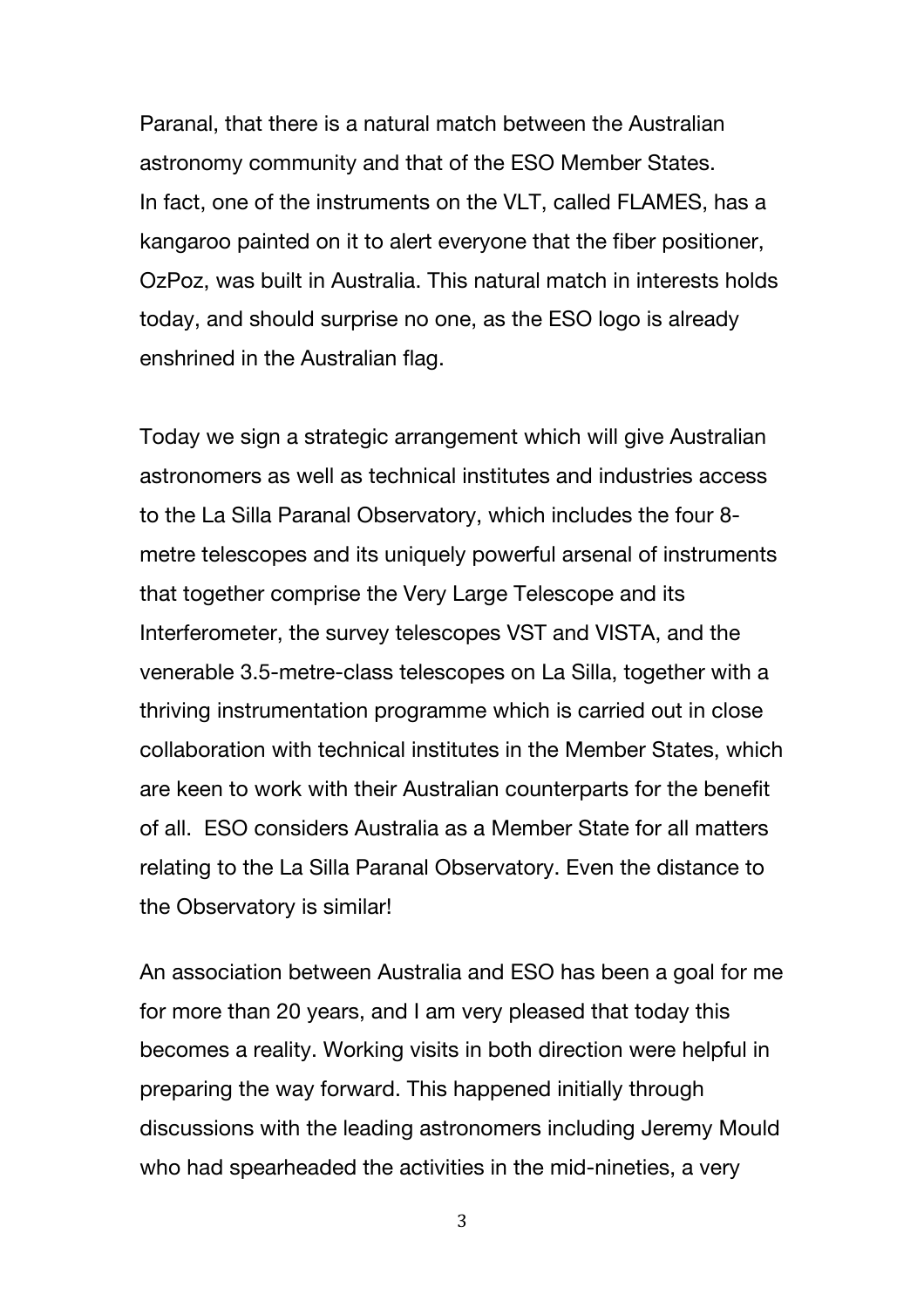Paranal, that there is a natural match between the Australian astronomy community and that of the ESO Member States. In fact, one of the instruments on the VLT, called FLAMES, has a kangaroo painted on it to alert everyone that the fiber positioner, OzPoz, was built in Australia. This natural match in interests holds today, and should surprise no one, as the ESO logo is already enshrined in the Australian flag.

Today we sign a strategic arrangement which will give Australian astronomers as well as technical institutes and industries access to the La Silla Paranal Observatory, which includes the four 8-metre telescopes and its uniquely powerful arsenal of instruments that together comprise the Very Large Telescope and its Interferometer, the survey telescopes VST and VISTA, and the venerable 3.5-metre-class telescopes on La Silla, together with a thriving instrumentation programme which is carried out in close collaboration with technical institutes in the Member States, which are keen to work with their Australian counterparts for the benefit of all. ESO considers Australia as a Member State for all matters relating to the La Silla Paranal Observatory. Even the distance to the Observatory is similar!

An association between Australia and ESO has been a goal for me for more than 20 years, and I am very pleased that today this becomes a reality. Working visits in both direction were helpful in preparing the way forward. This happened initially through discussions with the leading astronomers including Jeremy Mould who had spearheaded the activities in the mid-nineties, a very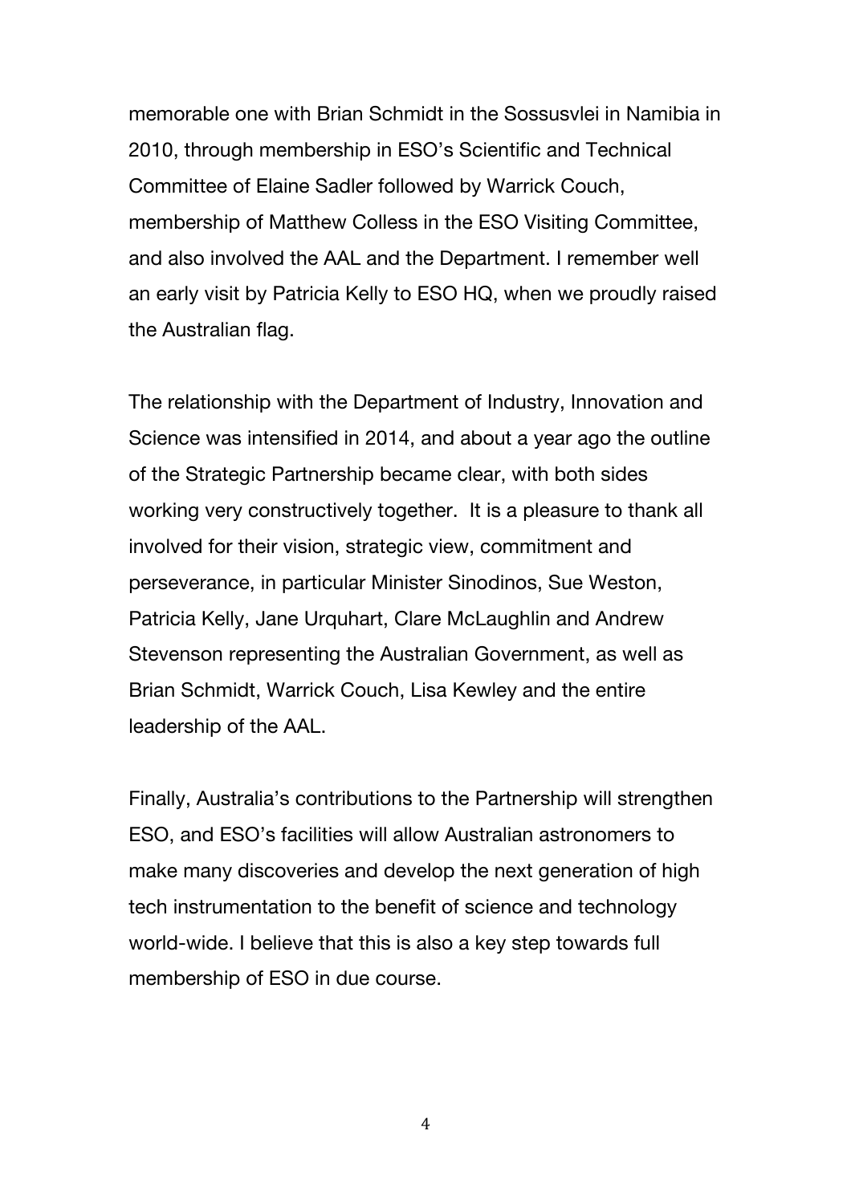memorable one with Brian Schmidt in the Sossusvlei in Namibia in 2010, through membership in ESO's Scientific and Technical Committee of Elaine Sadler followed by Warrick Couch, membership of Matthew Colless in the ESO Visiting Committee, and also involved the AAL and the Department. I remember well an early visit by Patricia Kelly to ESO HQ, when we proudly raised the Australian flag.

The relationship with the Department of Industry, Innovation and Science was intensified in 2014, and about a year ago the outline of the Strategic Partnership became clear, with both sides working very constructively together. It is a pleasure to thank all involved for their vision, strategic view, commitment and perseverance, in particular Minister Sinodinos, Sue Weston, Patricia Kelly, Jane Urquhart, Clare McLaughlin and Andrew Stevenson representing the Australian Government, as well as Brian Schmidt, Warrick Couch, Lisa Kewley and the entire leadership of the AAL.

Finally, Australia's contributions to the Partnership will strengthen ESO, and ESO's facilities will allow Australian astronomers to make many discoveries and develop the next generation of high tech instrumentation to the benefit of science and technology world-wide. I believe that this is also a key step towards full membership of ESO in due course.